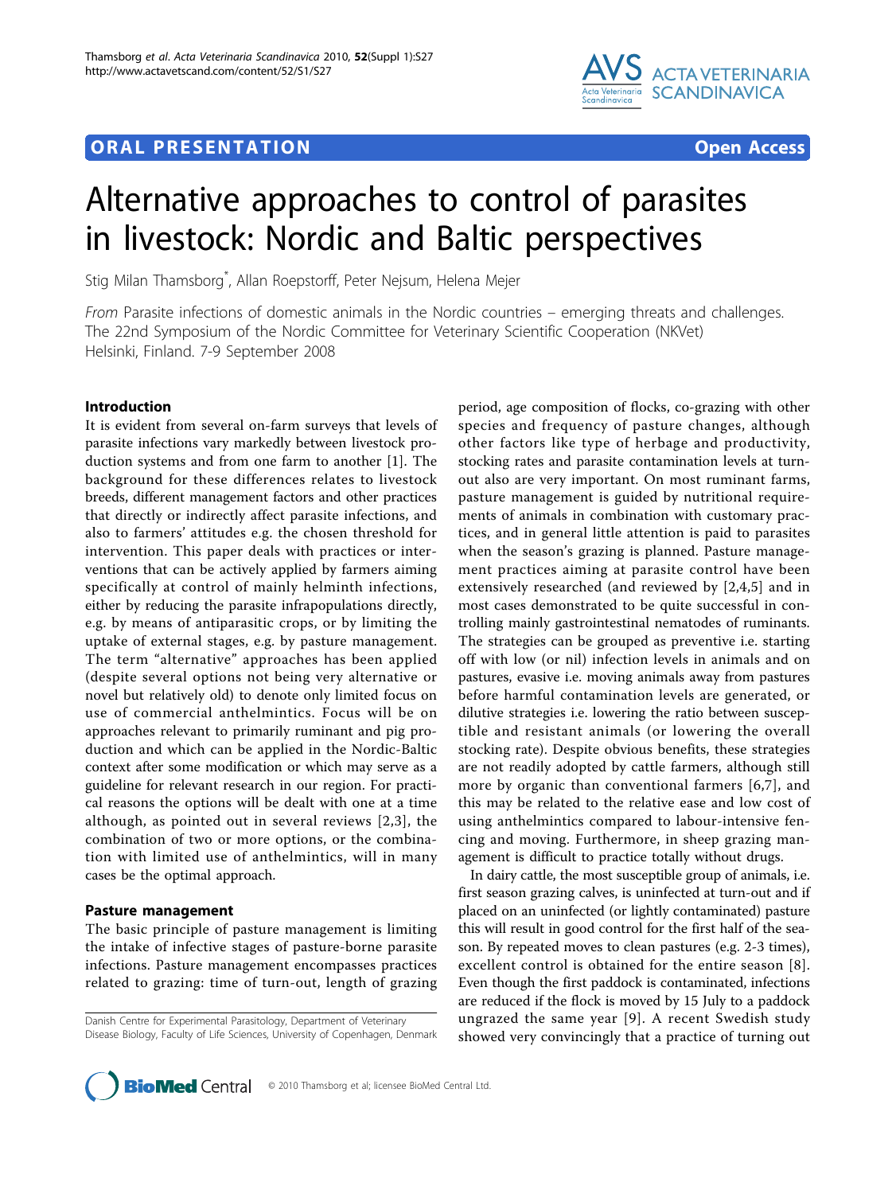**ORAL PRESENTATION** **Open Access**

# Alternative approaches to control of parasites in livestock: Nordic and Baltic perspectives

Stig Milan Thamsborg*, Allan Roepstorff, Peter Nejsum, Helena Mejer

*From* Parasite infections of domestic animals in the Nordic countries – emerging threats and challenges. The 22nd Symposium of the Nordic Committee for Veterinary Scientific Cooperation (NKVet) Helsinki, Finland. 7-9 September 2008

## Introduction

It is evident from several on-farm surveys that levels of parasite infections vary markedly between livestock production systems and from one farm to another [1]. The background for these differences relates to livestock breeds, different management factors and other practices that directly or indirectly affect parasite infections, and also to farmers' attitudes e.g. the chosen threshold for intervention. This paper deals with practices or interventions that can be actively applied by farmers aiming specifically at control of mainly helminth infections, either by reducing the parasite infrapopulations directly, e.g. by means of antiparasitic crops, or by limiting the uptake of external stages, e.g. by pasture management. The term "alternative" approaches has been applied (despite several options not being very alternative or novel but relatively old) to denote only limited focus on use of commercial anthelmintics. Focus will be on approaches relevant to primarily ruminant and pig production and which can be applied in the Nordic-Baltic context after some modification or which may serve as a guideline for relevant research in our region. For practical reasons the options will be dealt with one at a time although, as pointed out in several reviews [2,3], the combination of two or more options, or the combination with limited use of anthelmintics, will in many cases be the optimal approach.

## Pasture management

The basic principle of pasture management is limiting the intake of infective stages of pasture-borne parasite infections. Pasture management encompasses practices related to grazing: time of turn-out, length of grazing period, age composition of flocks, co-grazing with other species and frequency of pasture changes, although other factors like type of herbage and productivity, stocking rates and parasite contamination levels at turn-out also are very important. On most ruminant farms, pasture management is guided by nutritional requirements of animals in combination with customary practices, and in general little attention is paid to parasites when the season's grazing is planned. Pasture management practices aiming at parasite control have been extensively researched (and reviewed by [2,4,5] and in most cases demonstrated to be quite successful in controlling mainly gastrointestinal nematodes of ruminants. The strategies can be grouped as preventive i.e. starting off with low (or nil) infection levels in animals and on pastures, evasive i.e. moving animals away from pastures before harmful contamination levels are generated, or dilutive strategies i.e. lowering the ratio between susceptible and resistant animals (or lowering the overall stocking rate). Despite obvious benefits, these strategies are not readily adopted by cattle farmers, although still more by organic than conventional farmers [6,7], and this may be related to the relative ease and low cost of using anthelmintics compared to labour-intensive fencing and moving. Furthermore, in sheep grazing management is difficult to practice totally without drugs.

In dairy cattle, the most susceptible group of animals, i.e. first season grazing calves, is uninfected at turn-out and if placed on an uninfected (or lightly contaminated) pasture this will result in good control for the first half of the season. By repeated moves to clean pastures (e.g. 2-3 times), excellent control is obtained for the entire season [8]. Even though the first paddock is contaminated, infections are reduced if the flock is moved by 15 July to a paddock ungrazed the same year [9]. A recent Swedish study showed very convincingly that a practice of turning out

Danish Centre for Experimental Parasitology, Department of Veterinary Disease Biology, Faculty of Life Sciences, University of Copenhagen, Denmark

© 2010 Thamsborg et al; licensee BioMed Central Ltd.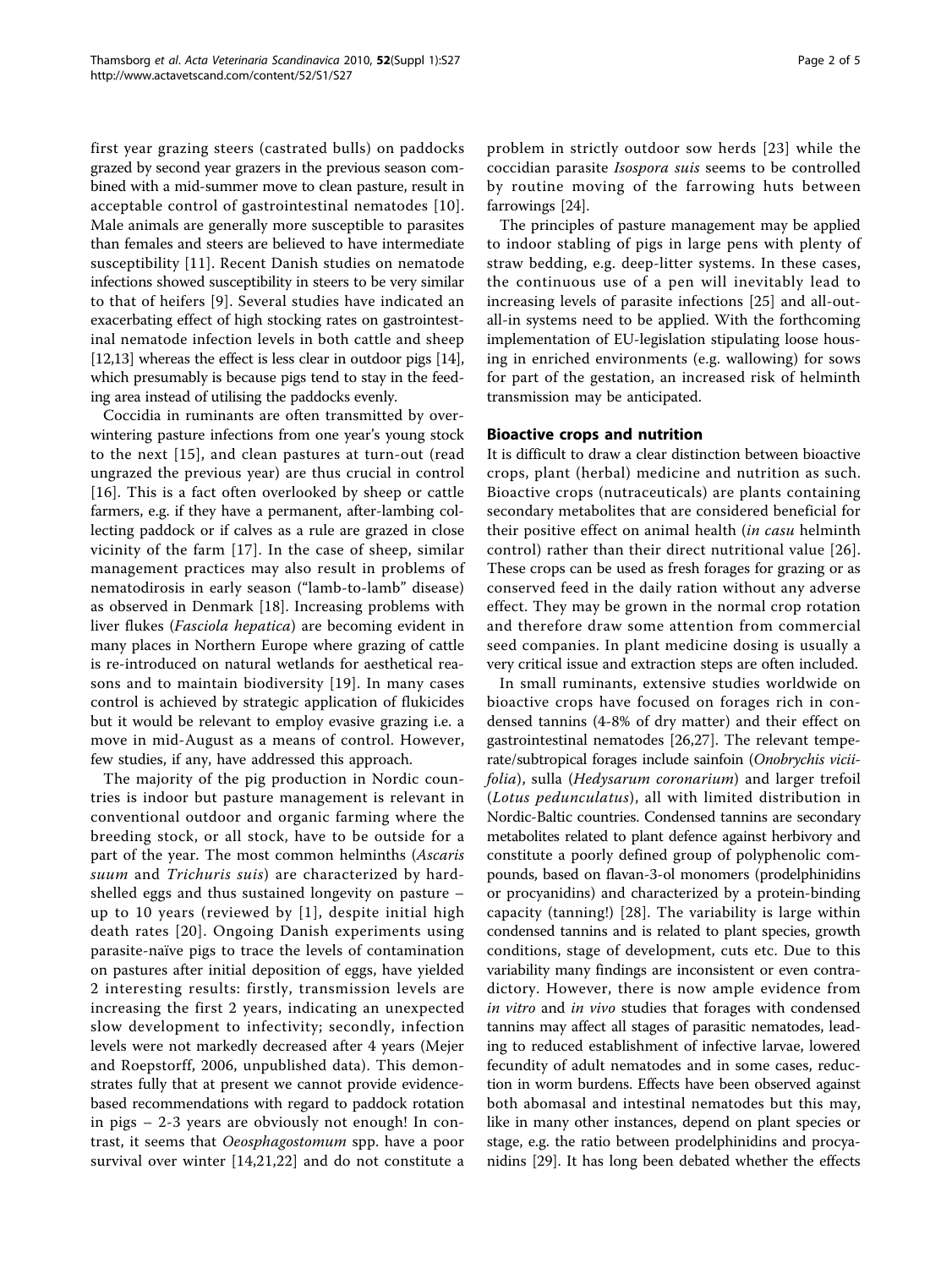first year grazing steers (castrated bulls) on paddocks grazed by second year grazers in the previous season combined with a mid-summer move to clean pasture, result in acceptable control of gastrointestinal nematodes [10]. Male animals are generally more susceptible to parasites than females and steers are believed to have intermediate susceptibility [11]. Recent Danish studies on nematode infections showed susceptibility in steers to be very similar to that of heifers [9]. Several studies have indicated an exacerbating effect of high stocking rates on gastrointestinal nematode infection levels in both cattle and sheep [12,13] whereas the effect is less clear in outdoor pigs [14], which presumably is because pigs tend to stay in the feeding area instead of utilising the paddocks evenly.

Coccidia in ruminants are often transmitted by overwintering pasture infections from one year's young stock to the next [15], and clean pastures at turn-out (read ungrazed the previous year) are thus crucial in control [16]. This is a fact often overlooked by sheep or cattle farmers, e.g. if they have a permanent, after-lambing collecting paddock or if calves as a rule are grazed in close vicinity of the farm [17]. In the case of sheep, similar management practices may also result in problems of nematodirosis in early season ("lamb-to-lamb" disease) as observed in Denmark [18]. Increasing problems with liver flukes (*Fasciola hepatica*) are becoming evident in many places in Northern Europe where grazing of cattle is re-introduced on natural wetlands for aesthetical reasons and to maintain biodiversity [19]. In many cases control is achieved by strategic application of flukicides but it would be relevant to employ evasive grazing i.e. a move in mid-August as a means of control. However, few studies, if any, have addressed this approach.

The majority of the pig production in Nordic countries is indoor but pasture management is relevant in conventional outdoor and organic farming where the breeding stock, or all stock, have to be outside for a part of the year. The most common helminths (*Ascaris suum* and *Trichuris suis*) are characterized by hard-shelled eggs and thus sustained longevity on pasture – up to 10 years (reviewed by [1], despite initial high death rates [20]. Ongoing Danish experiments using parasite-naïve pigs to trace the levels of contamination on pastures after initial deposition of eggs, have yielded 2 interesting results: firstly, transmission levels are increasing the first 2 years, indicating an unexpected slow development to infectivity; secondly, infection levels were not markedly decreased after 4 years (Mejer and Roepstorff, 2006, unpublished data). This demonstrates fully that at present we cannot provide evidence-based recommendations with regard to paddock rotation in pigs – 2-3 years are obviously not enough! In contrast, it seems that *Oesophagostomum* spp. have a poor survival over winter [14,21,22] and do not constitute a problem in strictly outdoor sow herds [23] while the coccidian parasite *Isospora suis* seems to be controlled by routine moving of the farrowing huts between farrowings [24].

The principles of pasture management may be applied to indoor stabling of pigs in large pens with plenty of straw bedding, e.g. deep-litter systems. In these cases, the continuous use of a pen will inevitably lead to increasing levels of parasite infections [25] and all-out-all-in systems need to be applied. With the forthcoming implementation of EU-legislation stipulating loose housing in enriched environments (e.g. wallowing) for sows for part of the gestation, an increased risk of helminth transmission may be anticipated.

## Bioactive crops and nutrition

It is difficult to draw a clear distinction between bioactive crops, plant (herbal) medicine and nutrition as such. Bioactive crops (nutraceuticals) are plants containing secondary metabolites that are considered beneficial for their positive effect on animal health (*in casu* helminth control) rather than their direct nutritional value [26]. These crops can be used as fresh forages for grazing or as conserved feed in the daily ration without any adverse effect. They may be grown in the normal crop rotation and therefore draw some attention from commercial seed companies. In plant medicine dosing is usually a very critical issue and extraction steps are often included.

In small ruminants, extensive studies worldwide on bioactive crops have focused on forages rich in condensed tannins (4-8% of dry matter) and their effect on gastrointestinal nematodes [26,27]. The relevant temperate/subtropical forages include sainfoin (*Onobrychis viciifolia*), sulla (*Hedysarum coronarium*) and larger trefoil (*Lotus pedunculatus*), all with limited distribution in Nordic-Baltic countries. Condensed tannins are secondary metabolites related to plant defence against herbivory and constitute a poorly defined group of polyphenolic compounds, based on flavan-3-ol monomers (prodelphinidins or procyanidins) and characterized by a protein-binding capacity (tanning!) [28]. The variability is large within condensed tannins and is related to plant species, growth conditions, stage of development, cuts etc. Due to this variability many findings are inconsistent or even contradictory. However, there is now ample evidence from *in vitro* and *in vivo* studies that forages with condensed tannins may affect all stages of parasitic nematodes, leading to reduced establishment of infective larvae, lowered fecundity of adult nematodes and in some cases, reduction in worm burdens. Effects have been observed against both abomasal and intestinal nematodes but this may, like in many other instances, depend on plant species or stage, e.g. the ratio between prodelphinidins and procyanidins [29]. It has long been debated whether the effects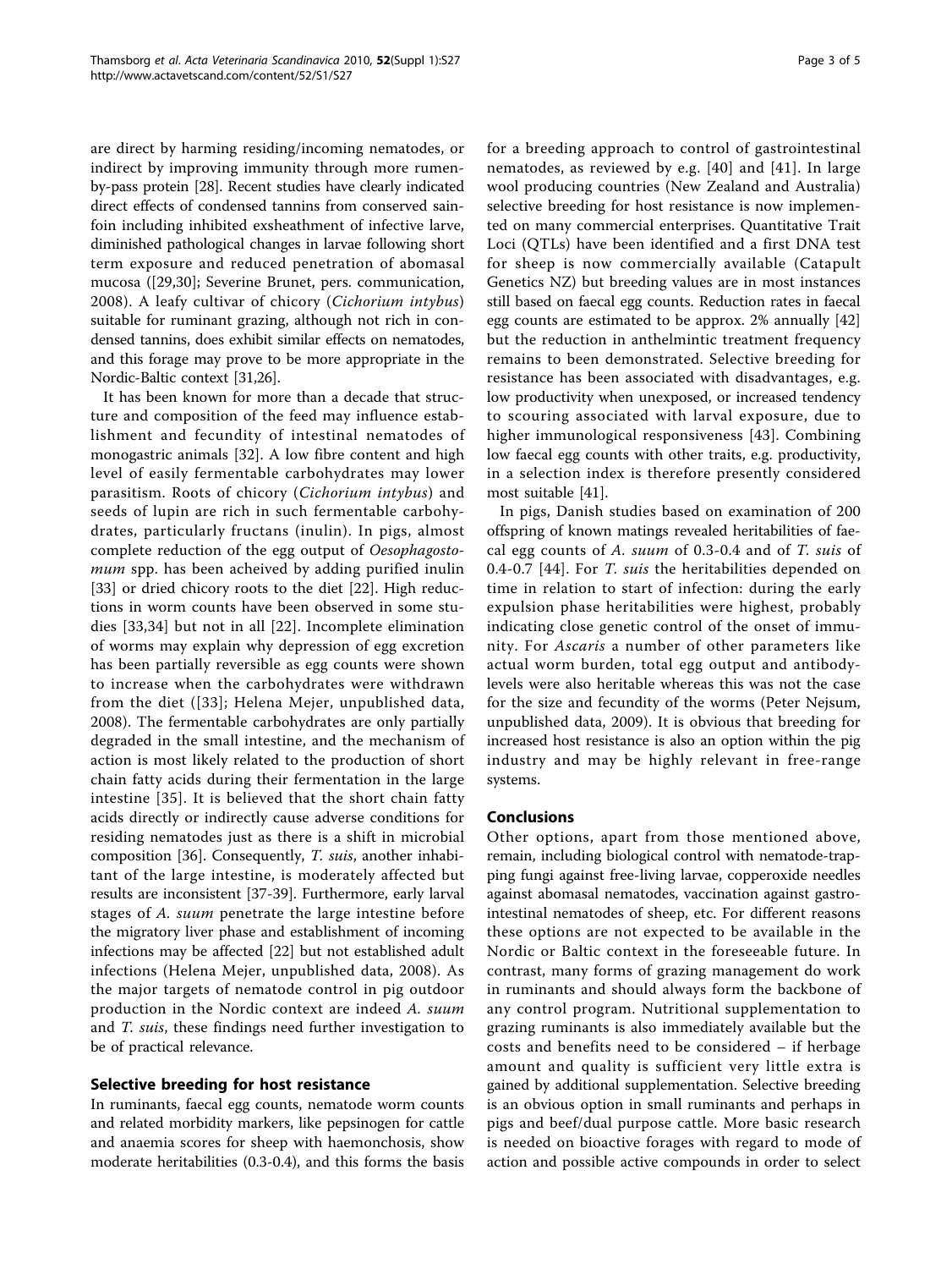are direct by harming residing/incoming nematodes, or indirect by improving immunity through more rumen-by-pass protein [28]. Recent studies have clearly indicated direct effects of condensed tannins from conserved sainfoin including inhibited exsheathment of infective larve, diminished pathological changes in larvae following short term exposure and reduced penetration of abomasal mucosa ([29,30]; Severine Brunet, pers. communication, 2008). A leafy cultivar of chicory (*Cichorium intybus*) suitable for ruminant grazing, although not rich in condensed tannins, does exhibit similar effects on nematodes, and this forage may prove to be more appropriate in the Nordic-Baltic context [31,26].

It has been known for more than a decade that structure and composition of the feed may influence establishment and fecundity of intestinal nematodes of monogastric animals [32]. A low fibre content and high level of easily fermentable carbohydrates may lower parasitism. Roots of chicory (*Cichorium intybus*) and seeds of lupin are rich in such fermentable carbohydrates, particularly fructans (inulin). In pigs, almost complete reduction of the egg output of *Oesophagostomum* spp. has been acheived by adding purified inulin [33] or dried chicory roots to the diet [22]. High reductions in worm counts have been observed in some studies [33,34] but not in all [22]. Incomplete elimination of worms may explain why depression of egg excretion has been partially reversible as egg counts were shown to increase when the carbohydrates were withdrawn from the diet ([33]; Helena Mejer, unpublished data, 2008). The fermentable carbohydrates are only partially degraded in the small intestine, and the mechanism of action is most likely related to the production of short chain fatty acids during their fermentation in the large intestine [35]. It is believed that the short chain fatty acids directly or indirectly cause adverse conditions for residing nematodes just as there is a shift in microbial composition [36]. Consequently, *T. suis*, another inhabitant of the large intestine, is moderately affected but results are inconsistent [37-39]. Furthermore, early larval stages of *A. suum* penetrate the large intestine before the migratory liver phase and establishment of incoming infections may be affected [22] but not established adult infections (Helena Mejer, unpublished data, 2008). As the major targets of nematode control in pig outdoor production in the Nordic context are indeed *A. suum* and *T. suis*, these findings need further investigation to be of practical relevance.

## Selective breeding for host resistance

In ruminants, faecal egg counts, nematode worm counts and related morbidity markers, like pepsinogen for cattle and anaemia scores for sheep with haemonchosis, show moderate heritabilities (0.3-0.4), and this forms the basis for a breeding approach to control of gastrointestinal nematodes, as reviewed by e.g. [40] and [41]. In large wool producing countries (New Zealand and Australia) selective breeding for host resistance is now implemented on many commercial enterprises. Quantitative Trait Loci (QTLs) have been identified and a first DNA test for sheep is now commercially available (Catapult Genetics NZ) but breeding values are in most instances still based on faecal egg counts. Reduction rates in faecal egg counts are estimated to be approx. 2% annually [42] but the reduction in anthelmintic treatment frequency remains to been demonstrated. Selective breeding for resistance has been associated with disadvantages, e.g. low productivity when unexposed, or increased tendency to scouring associated with larval exposure, due to higher immunological responsiveness [43]. Combining low faecal egg counts with other traits, e.g. productivity, in a selection index is therefore presently considered most suitable [41].

In pigs, Danish studies based on examination of 200 offspring of known matings revealed heritabilities of faecal egg counts of *A. suum* of 0.3-0.4 and of *T. suis* of 0.4-0.7 [44]. For *T. suis* the heritabilities depended on time in relation to start of infection: during the early expulsion phase heritabilities were highest, probably indicating close genetic control of the onset of immunity. For *Ascaris* a number of other parameters like actual worm burden, total egg output and antibody-levels were also heritable whereas this was not the case for the size and fecundity of the worms (Peter Nejsum, unpublished data, 2009). It is obvious that breeding for increased host resistance is also an option within the pig industry and may be highly relevant in free-range systems.

## Conclusions

Other options, apart from those mentioned above, remain, including biological control with nematode-trapping fungi against free-living larvae, copperoxide needles against abomasal nematodes, vaccination against gastrointestinal nematodes of sheep, etc. For different reasons these options are not expected to be available in the Nordic or Baltic context in the foreseeable future. In contrast, many forms of grazing management do work in ruminants and should always form the backbone of any control program. Nutritional supplementation to grazing ruminants is also immediately available but the costs and benefits need to be considered – if herbage amount and quality is sufficient very little extra is gained by additional supplementation. Selective breeding is an obvious option in small ruminants and perhaps in pigs and beef/dual purpose cattle. More basic research is needed on bioactive forages with regard to mode of action and possible active compounds in order to select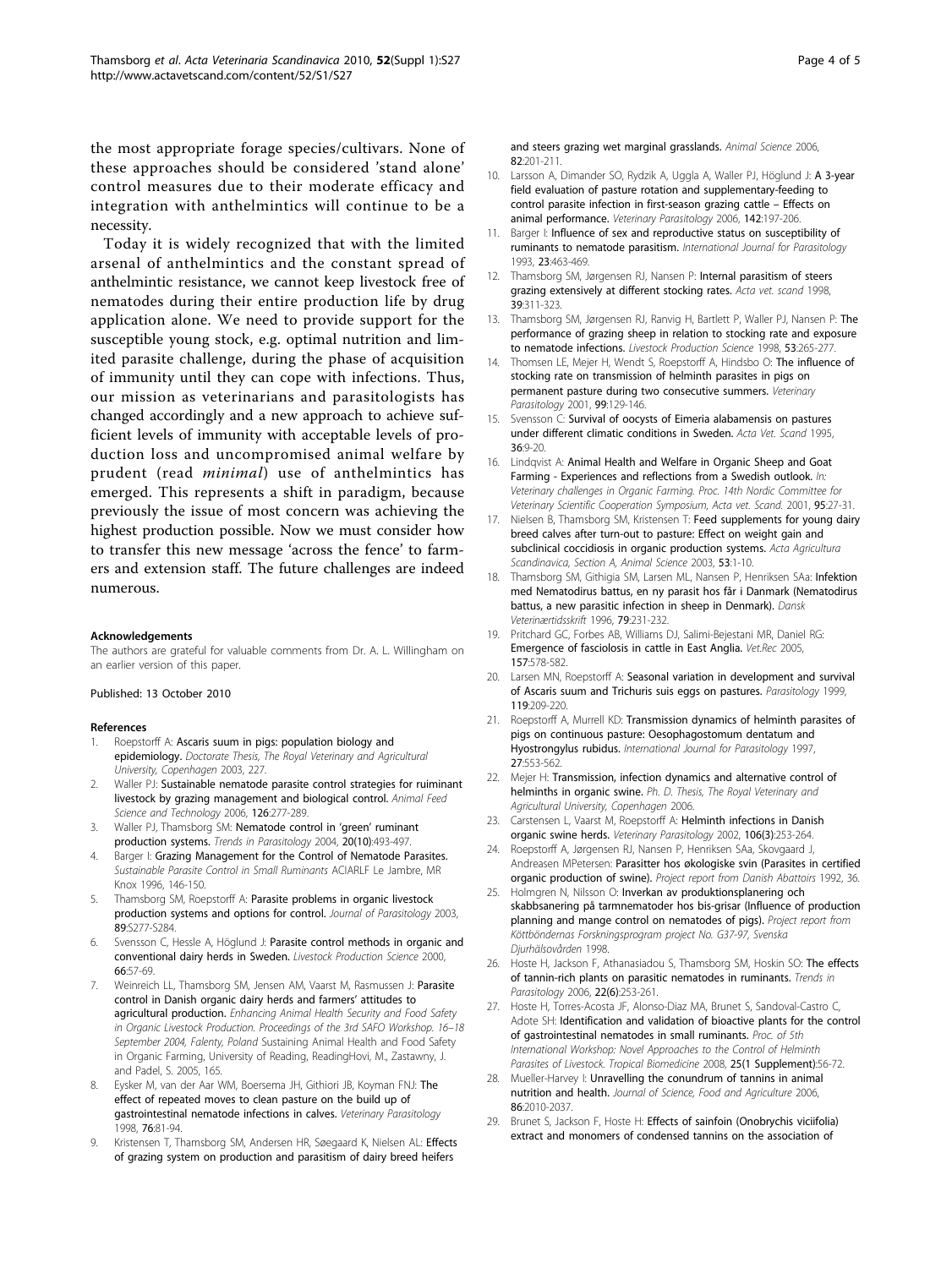the most appropriate forage species/cultivars. None of these approaches should be considered 'stand alone' control measures due to their moderate efficacy and integration with anthelmintics will continue to be a necessity.

Today it is widely recognized that with the limited arsenal of anthelmintics and the constant spread of anthelmintic resistance, we cannot keep livestock free of nematodes during their entire production life by drug application alone. We need to provide support for the susceptible young stock, e.g. optimal nutrition and limited parasite challenge, during the phase of acquisition of immunity until they can cope with infections. Thus, our mission as veterinarians and parasitologists has changed accordingly and a new approach to achieve sufficient levels of immunity with acceptable levels of production loss and uncompromised animal welfare by prudent (read *minimal*) use of anthelmintics has emerged. This represents a shift in paradigm, because previously the issue of most concern was achieving the highest production possible. Now we must consider how to transfer this new message 'across the fence' to farmers and extension staff. The future challenges are indeed numerous.

#### Acknowledgements

The authors are grateful for valuable comments from Dr. A. L. Willingham on an earlier version of this paper.

Published: 13 October 2010

#### References

1. Roepstorff A: **Ascaris suum in pigs: population biology and epidemiology.** *Doctorate Thesis, The Royal Veterinary and Agricultural University, Copenhagen* 2003, 227.
2. Waller PJ: **Sustainable nematode parasite control strategies for ruiminant livestock by grazing management and biological control.** *Animal Feed Science and Technology* 2006, **126**:277-289.
3. Waller PJ, Thamsborg SM: **Nematode control in 'green' ruminant production systems.** *Trends in Parasitology* 2004, **20(10)**:493-497.
4. Barger I: **Grazing Management for the Control of Nematode Parasites.** *Sustainable Parasite Control in Small Ruminants* ACIARLF Le Jambre, MR Knox 1996, 146-150.
5. Thamsborg SM, Roepstorff A: **Parasite problems in organic livestock production systems and options for control.** *Journal of Parasitology* 2003, **89**:S277-S284.
6. Svensson C, Hessle A, Höglund J: **Parasite control methods in organic and conventional dairy herds in Sweden.** *Livestock Production Science* 2000, **66**:57-69.
7. Weinreich LL, Thamsborg SM, Jensen AM, Vaarst M, Rasmussen J: **Parasite control in Danish organic dairy herds and farmers' attitudes to agricultural production.** *Enhancing Animal Health Security and Food Safety in Organic Livestock Production. Proceedings of the 3rd SAFO Workshop. 16–18 September 2004, Falenty, Poland* Sustaining Animal Health and Food Safety in Organic Farming, University of Reading, ReadingHovi, M., Zastawny, J. and Padel, S. 2005, 165.
8. Eysker M, van der Aar WM, Boersema JH, Githiori JB, Koyman FNJ: **The effect of repeated moves to clean pasture on the build up of gastrointestinal nematode infections in calves.** *Veterinary Parasitology* 1998, **76**:81-94.
9. Kristensen T, Thamsborg SM, Andersen HR, Søegaard K, Nielsen AL: **Effects of grazing system on production and parasitism of dairy breed heifers and steers grazing wet marginal grasslands.** *Animal Science* 2006, **82**:201-211.
10. Larsson A, Dimander SO, Rydzik A, Uggla A, Waller PJ, Höglund J: **A 3-year field evaluation of pasture rotation and supplementary-feeding to control parasite infection in first-season grazing cattle – Effects on animal performance.** *Veterinary Parasitology* 2006, **142**:197-206.
11. Barger I: **Influence of sex and reproductive status on susceptibility of ruminants to nematode parasitism.** *International Journal for Parasitology* 1993, **23**:463-469.
12. Thamsborg SM, Jørgensen RJ, Nansen P: **Internal parasitism of steers grazing extensively at different stocking rates.** *Acta vet. scand* 1998, **39**:311-323.
13. Thamsborg SM, Jørgensen RJ, Ranvig H, Bartlett P, Waller PJ, Nansen P: **The performance of grazing sheep in relation to stocking rate and exposure to nematode infections.** *Livestock Production Science* 1998, **53**:265-277.
14. Thomsen LE, Mejer H, Wendt S, Roepstorff A, Hindsbo O: **The influence of stocking rate on transmission of helminth parasites in pigs on permanent pasture during two consecutive summers.** *Veterinary Parasitology* 2001, **99**:129-146.
15. Svensson C: **Survival of oocysts of Eimeria alabamensis on pastures under different climatic conditions in Sweden.** *Acta Vet. Scand* 1995, **36**:9-20.
16. Lindqvist A: **Animal Health and Welfare in Organic Sheep and Goat Farming - Experiences and reflections from a Swedish outlook.** *In: Veterinary challenges in Organic Farming. Proc. 14th Nordic Committee for Veterinary Scientific Cooperation Symposium, Acta vet. Scand.* 2001, **95**:27-31.
17. Nielsen B, Thamsborg SM, Kristensen T: **Feed supplements for young dairy breed calves after turn-out to pasture: Effect on weight gain and subclinical coccidiosis in organic production systems.** *Acta Agricultura Scandinavica, Section A, Animal Science* 2003, **53**:1-10.
18. Thamsborg SM, Githigia SM, Larsen ML, Nansen P, Henriksen SAa: **Infektion med Nematodirus battus, en ny parasit hos får i Danmark (Nematodirus battus, a new parasitic infection in sheep in Denmark).** *Dansk Veterinærtidsskrift* 1996, **79**:231-232.
19. Pritchard GC, Forbes AB, Williams DJ, Salimi-Bejestani MR, Daniel RG: **Emergence of fasciolosis in cattle in East Anglia.** *Vet.Rec* 2005, **157**:578-582.
20. Larsen MN, Roepstorff A: **Seasonal variation in development and survival of Ascaris suum and Trichuris suis eggs on pastures.** *Parasitology* 1999, **119**:209-220.
21. Roepstorff A, Murrell KD: **Transmission dynamics of helminth parasites of pigs on continuous pasture: Oesophagostomum dentatum and Hyostrongylus rubidus.** *International Journal for Parasitology* 1997, **27**:553-562.
22. Mejer H: **Transmission, infection dynamics and alternative control of helminths in organic swine.** *Ph. D. Thesis, The Royal Veterinary and Agricultural University, Copenhagen* 2006.
23. Carstensen L, Vaarst M, Roepstorff A: **Helminth infections in Danish organic swine herds.** *Veterinary Parasitology* 2002, **106(3)**:253-264.
24. Roepstorff A, Jørgensen RJ, Nansen P, Henriksen SAa, Skovgaard J, Andreasen MPetersen: **Parasitter hos økologiske svin (Parasites in certified organic production of swine).** *Project report from Danish Abattoirs* 1992, 36.
25. Holmgren N, Nilsson O: **Inverkan av produktionsplanering och skabbsanering på tarmnematoder hos bis-grisar (Influence of production planning and mange control on nematodes of pigs).** *Project report from Köttböndernas Forskningsprogram project No. G37-97, Svenska Djurhälsovården* 1998.
26. Hoste H, Jackson F, Athanasiadou S, Thamsborg SM, Hoskin SO: **The effects of tannin-rich plants on parasitic nematodes in ruminants.** *Trends in Parasitology* 2006, **22(6)**:253-261.
27. Hoste H, Torres-Acosta JF, Alonso-Diaz MA, Brunet S, Sandoval-Castro C, Adote SH: **Identification and validation of bioactive plants for the control of gastrointestinal nematodes in small ruminants.** *Proc. of 5th International Workshop: Novel Approaches to the Control of Helminth Parasites of Livestock. Tropical Biomedicine* 2008, **25(1 Supplement)**:56-72.
28. Mueller-Harvey I: **Unravelling the conundrum of tannins in animal nutrition and health.** *Journal of Science, Food and Agriculture* 2006, **86**:2010-2037.
29. Brunet S, Jackson F, Hoste H: **Effects of sainfoin (Onobrychis viciifolia) extract and monomers of condensed tannins on the association of**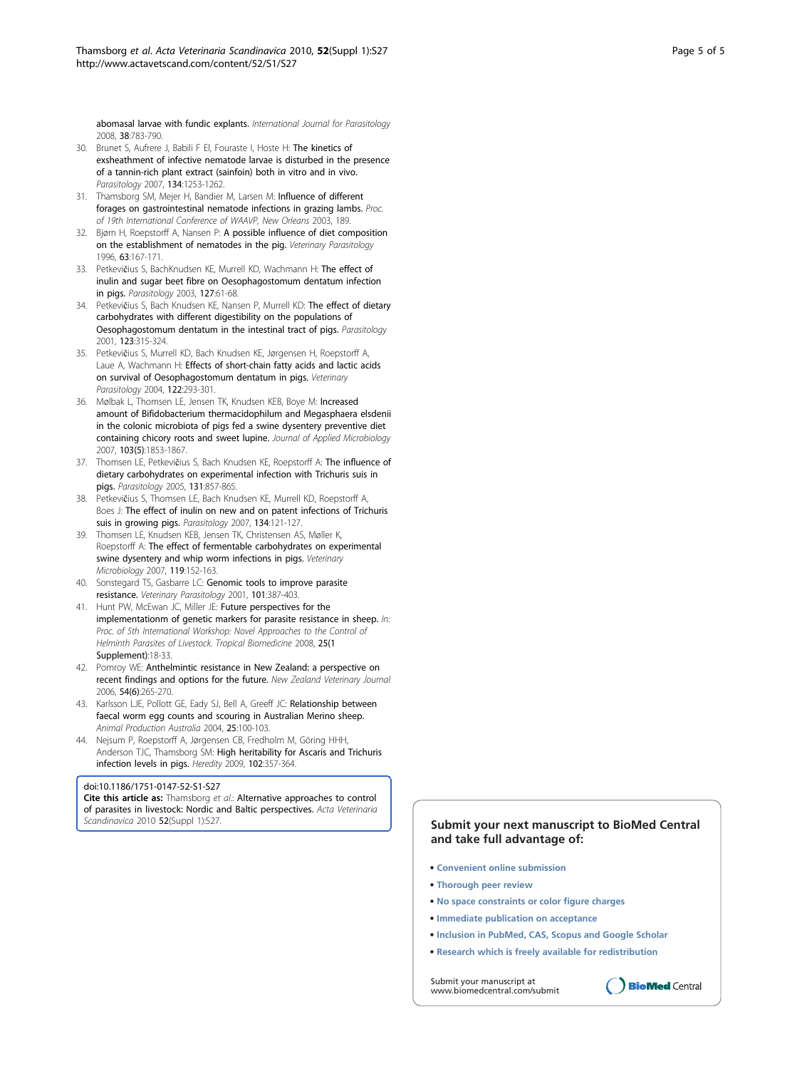abomasal larvae with fundic explants. *International Journal for Parasitology* 2008, **38**:783-790.

30. Brunet S, Aufrere J, Babili F El, Fouraste I, Hoste H: **The kinetics of exsheathment of infective nematode larvae is disturbed in the presence of a tannin-rich plant extract (sainfoin) both in vitro and in vivo.** *Parasitology* 2007, **134**:1253-1262.
31. Thamsborg SM, Mejer H, Bandier M, Larsen M: **Influence of different forages on gastrointestinal nematode infections in grazing lambs.** *Proc. of 19th International Conference of WAAVP, New Orleans* 2003, 189.
32. Bjørn H, Roepstorff A, Nansen P: **A possible influence of diet composition on the establishment of nematodes in the pig.** *Veterinary Parasitology* 1996, **63**:167-171.
33. Petkevičius S, BachKnudsen KE, Murrell KD, Wachmann H: **The effect of inulin and sugar beet fibre on Oesophagostomum dentatum infection in pigs.** *Parasitology* 2003, **127**:61-68.
34. Petkevičius S, Bach Knudsen KE, Nansen P, Murrell KD: **The effect of dietary carbohydrates with different digestibility on the populations of Oesophagostomum dentatum in the intestinal tract of pigs.** *Parasitology* 2001, **123**:315-324.
35. Petkevičius S, Murrell KD, Bach Knudsen KE, Jørgensen H, Roepstorff A, Laue A, Wachmann H: **Effects of short-chain fatty acids and lactic acids on survival of Oesophagostomum dentatum in pigs.** *Veterinary Parasitology* 2004, **122**:293-301.
36. Mølbak L, Thomsen LE, Jensen TK, Knudsen KEB, Boye M: **Increased amount of Bifidobacterium thermacidophilum and Megasphaera elsdenii in the colonic microbiota of pigs fed a swine dysentery preventive diet containing chicory roots and sweet lupine.** *Journal of Applied Microbiology* 2007, **103(5)**:1853-1867.
37. Thomsen LE, Petkevičius S, Bach Knudsen KE, Roepstorff A: **The influence of dietary carbohydrates on experimental infection with Trichuris suis in pigs.** *Parasitology* 2005, **131**:857-865.
38. Petkevičius S, Thomsen LE, Bach Knudsen KE, Murrell KD, Roepstorff A, Boes J: **The effect of inulin on new and on patent infections of Trichuris suis in growing pigs.** *Parasitology* 2007, **134**:121-127.
39. Thomsen LE, Knudsen KEB, Jensen TK, Christensen AS, Møller K, Roepstorff A: **The effect of fermentable carbohydrates on experimental swine dysentery and whip worm infections in pigs.** *Veterinary Microbiology* 2007, **119**:152-163.
40. Sonstegard TS, Gasbarre LC: **Genomic tools to improve parasite resistance.** *Veterinary Parasitology* 2001, **101**:387-403.
41. Hunt PW, McEwan JC, Miller JE: **Future perspectives for the implementationm of genetic markers for parasite resistance in sheep.** *In: Proc. of 5th International Workshop: Novel Approaches to the Control of Helminth Parasites of Livestock. Tropical Biomedicine* 2008, **25(1 Supplement)**:18-33.
42. Pomroy WE: **Anthelmintic resistance in New Zealand: a perspective on recent findings and options for the future.** *New Zealand Veterinary Journal* 2006, **54(6)**:265-270.
43. Karlsson LJE, Pollott GE, Eady SJ, Bell A, Greeff JC: **Relationship between faecal worm egg counts and scouring in Australian Merino sheep.** *Animal Production Australia* 2004, **25**:100-103.
44. Nejsum P, Roepstorff A, Jørgensen CB, Fredholm M, Göring HHH, Anderson TJC, Thamsborg SM: **High heritability for Ascaris and Trichuris infection levels in pigs.** *Heredity* 2009, **102**:357-364.

doi:10.1186/1751-0147-52-S1-S27
**Cite this article as:** Thamsborg *et al.*: Alternative approaches to control of parasites in livestock: Nordic and Baltic perspectives. *Acta Veterinaria Scandinavica* 2010 **52**(Suppl 1):S27.

**Submit your next manuscript to BioMed Central and take full advantage of:**

- Convenient online submission
- Thorough peer review
- No space constraints or color figure charges
- Immediate publication on acceptance
- Inclusion in PubMed, CAS, Scopus and Google Scholar
- Research which is freely available for redistribution

Submit your manuscript at www.biomedcentral.com/submit

BioMed Central